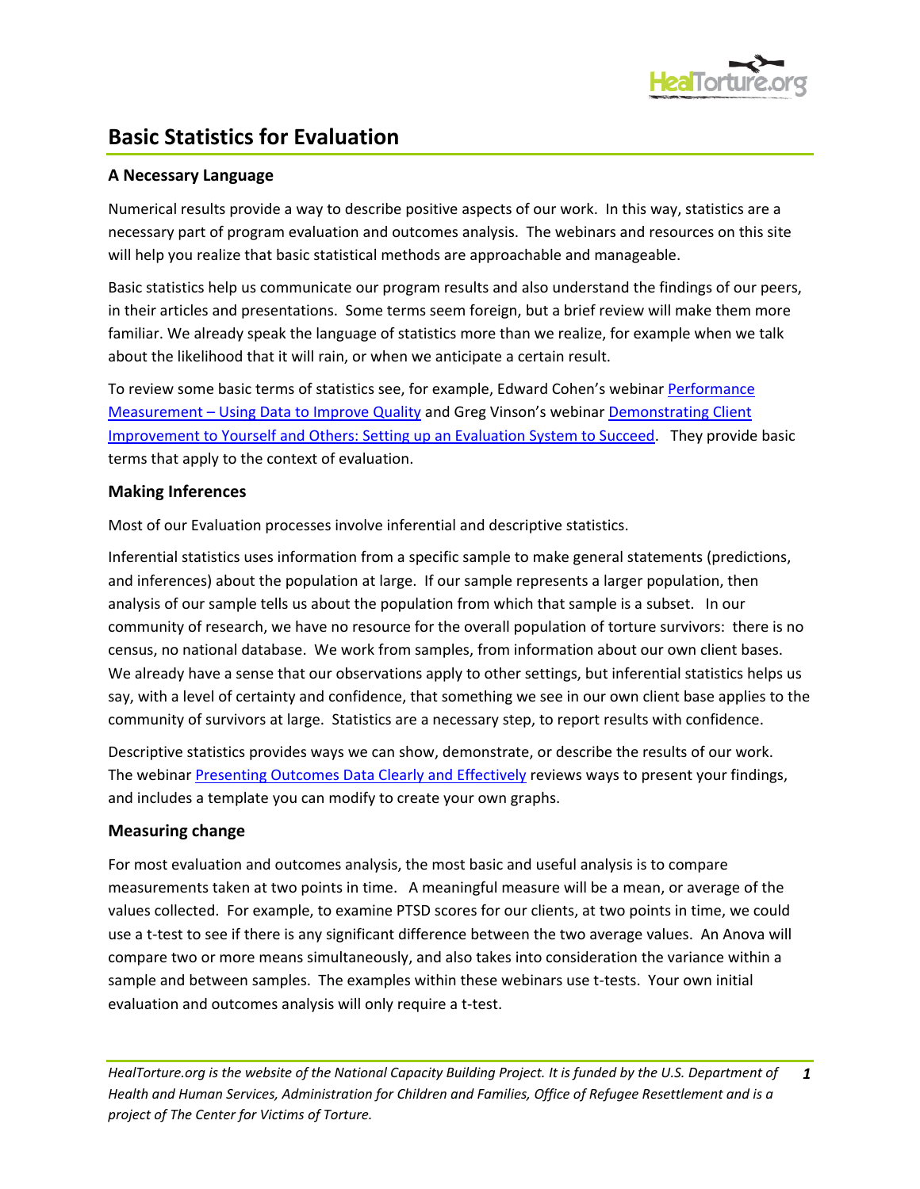# Basic Statistics for Evaluation

### A Necessary Language

Numerical results provide a way to describe positive aspects of our work. In this way, statistics are a necessary part of program evaluation and outcomes analysis. The webinars and resources on this site will help you realize that basic statistical methods are approachable and manageable.

Basic statistics help us communicate our program results and also understand the findings of our peers, in their articles and presentations. Some terms seem foreign, but a brief review will make them more familiar. We already speak the language of statistics more than we realize, for example when we talk about the likelihood that it will rain, or when we anticipate a certain result.

To review some basic terms of statistics see, for example, Edward Cohen's webinar Performance Measurement – Using Data to Improve Quality and Greg Vinson's webinar Demonstrating Client Improvement to Yourself and Others: Setting up an Evaluation System to Succeed. They provide basic terms that apply to the context of evaluation.

### Making Inferences

Most of our Evaluation processes involve inferential and descriptive statistics.

Inferential statistics uses information from a specific sample to make general statements (predictions, and inferences) about the population at large. If our sample represents a larger population, then analysis of our sample tells us about the population from which that sample is a subset. In our community of research, we have no resource for the overall population of torture survivors: there is no census, no national database. We work from samples, from information about our own client bases. We already have a sense that our observations apply to other settings, but inferential statistics helps us say, with a level of certainty and confidence, that something we see in our own client base applies to the community of survivors at large. Statistics are a necessary step, to report results with confidence.

Descriptive statistics provides ways we can show, demonstrate, or describe the results of our work. The webinar Presenting Outcomes Data Clearly and Effectively reviews ways to present your findings, and includes a template you can modify to create your own graphs.

### Measuring change

For most evaluation and outcomes analysis, the most basic and useful analysis is to compare measurements taken at two points in time. A meaningful measure will be a mean, or average of the values collected. For example, to examine PTSD scores for our clients, at two points in time, we could use a t-test to see if there is any significant difference between the two average values. An Anova will compare two or more means simultaneously, and also takes into consideration the variance within a sample and between samples. The examples within these webinars use t-tests. Your own initial evaluation and outcomes analysis will only require a t-test.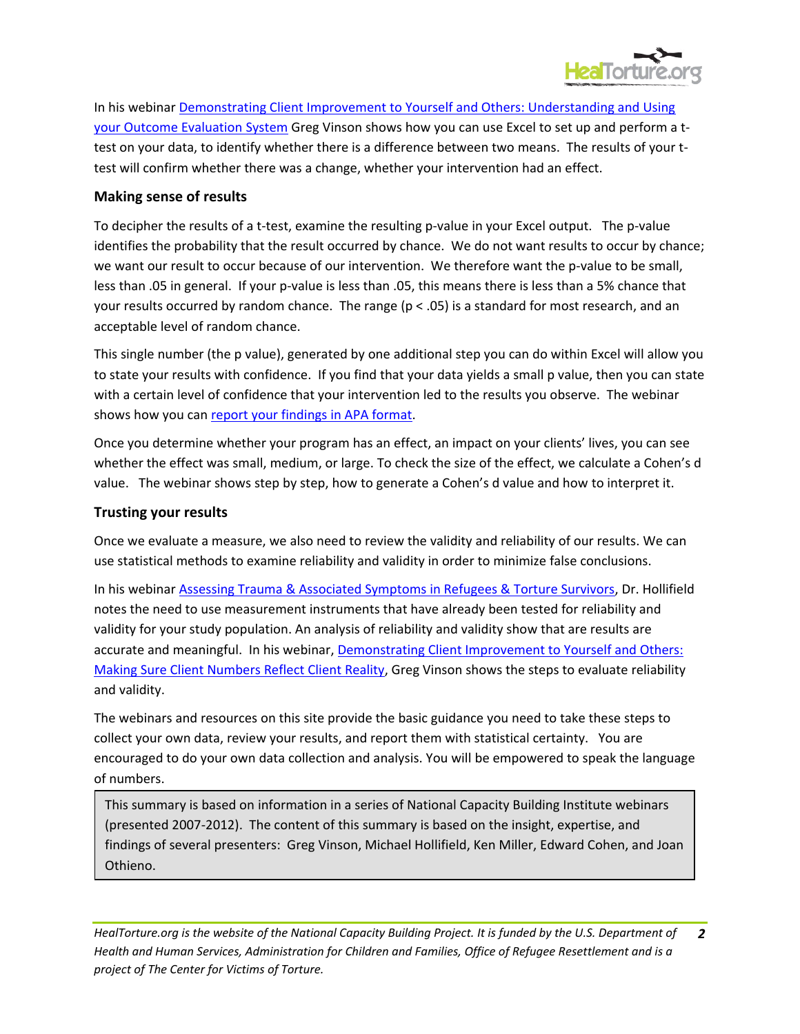In his webinar Demonstrating Client Improvement to Yourself and Others: Understanding and Using your Outcome Evaluation System Greg Vinson shows how you can use Excel to set up and perform a t-test on your data, to identify whether there is a difference between two means. The results of your t-test will confirm whether there was a change, whether your intervention had an effect.

### Making sense of results

To decipher the results of a t-test, examine the resulting p-value in your Excel output. The p-value identifies the probability that the result occurred by chance. We do not want results to occur by chance; we want our result to occur because of our intervention. We therefore want the p-value to be small, less than .05 in general. If your p-value is less than .05, this means there is less than a 5% chance that your results occurred by random chance. The range ($p < .05$) is a standard for most research, and an acceptable level of random chance.

This single number (the p value), generated by one additional step you can do within Excel will allow you to state your results with confidence. If you find that your data yields a small p value, then you can state with a certain level of confidence that your intervention led to the results you observe. The webinar shows how you can report your findings in APA format.

Once you determine whether your program has an effect, an impact on your clients' lives, you can see whether the effect was small, medium, or large. To check the size of the effect, we calculate a Cohen's d value. The webinar shows step by step, how to generate a Cohen's d value and how to interpret it.

### Trusting your results

Once we evaluate a measure, we also need to review the validity and reliability of our results. We can use statistical methods to examine reliability and validity in order to minimize false conclusions.

In his webinar Assessing Trauma & Associated Symptoms in Refugees & Torture Survivors, Dr. Hollifield notes the need to use measurement instruments that have already been tested for reliability and validity for your study population. An analysis of reliability and validity show that are results are accurate and meaningful. In his webinar, Demonstrating Client Improvement to Yourself and Others: Making Sure Client Numbers Reflect Client Reality, Greg Vinson shows the steps to evaluate reliability and validity.

The webinars and resources on this site provide the basic guidance you need to take these steps to collect your own data, review your results, and report them with statistical certainty. You are encouraged to do your own data collection and analysis. You will be empowered to speak the language of numbers.

> This summary is based on information in a series of National Capacity Building Institute webinars (presented 2007-2012). The content of this summary is based on the insight, expertise, and findings of several presenters: Greg Vinson, Michael Hollifield, Ken Miller, Edward Cohen, and Joan Othieno.

*HealTorture.org is the website of the National Capacity Building Project. It is funded by the U.S. Department of Health and Human Services, Administration for Children and Families, Office of Refugee Resettlement and is a project of The Center for Victims of Torture.*